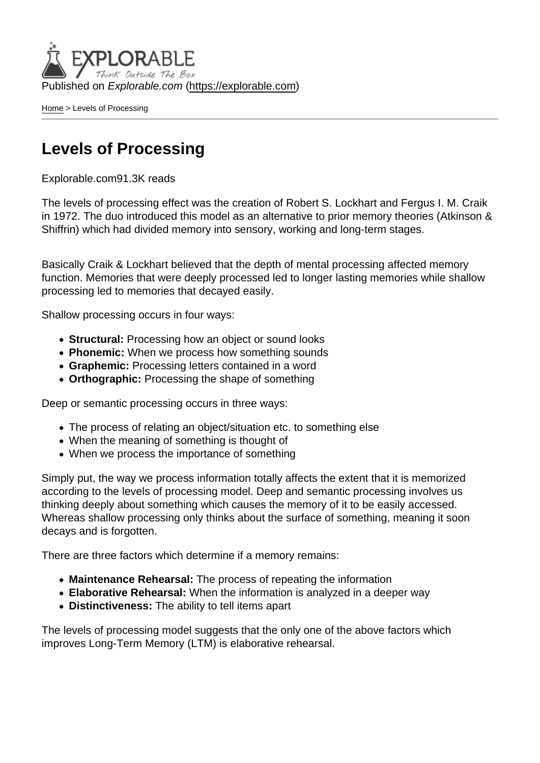Published on *Explorable.com* (https://explorable.com)

Home > Levels of Processing

# Levels of Processing

Explorable.com91.3K reads

The levels of processing effect was the creation of Robert S. Lockhart and Fergus I. M. Craik in 1972. The duo introduced this model as an alternative to prior memory theories (Atkinson & Shiffrin) which had divided memory into sensory, working and long-term stages.

Basically Craik & Lockhart believed that the depth of mental processing affected memory function. Memories that were deeply processed led to longer lasting memories while shallow processing led to memories that decayed easily.

Shallow processing occurs in four ways:

- **Structural:** Processing how an object or sound looks
- **Phonemic:** When we process how something sounds
- **Graphemic:** Processing letters contained in a word
- **Orthographic:** Processing the shape of something

Deep or semantic processing occurs in three ways:

- The process of relating an object/situation etc. to something else
- When the meaning of something is thought of
- When we process the importance of something

Simply put, the way we process information totally affects the extent that it is memorized according to the levels of processing model. Deep and semantic processing involves us thinking deeply about something which causes the memory of it to be easily accessed. Whereas shallow processing only thinks about the surface of something, meaning it soon decays and is forgotten.

There are three factors which determine if a memory remains:

- **Maintenance Rehearsal:** The process of repeating the information
- **Elaborative Rehearsal:** When the information is analyzed in a deeper way
- **Distinctiveness:** The ability to tell items apart

The levels of processing model suggests that the only one of the above factors which improves Long-Term Memory (LTM) is elaborative rehearsal.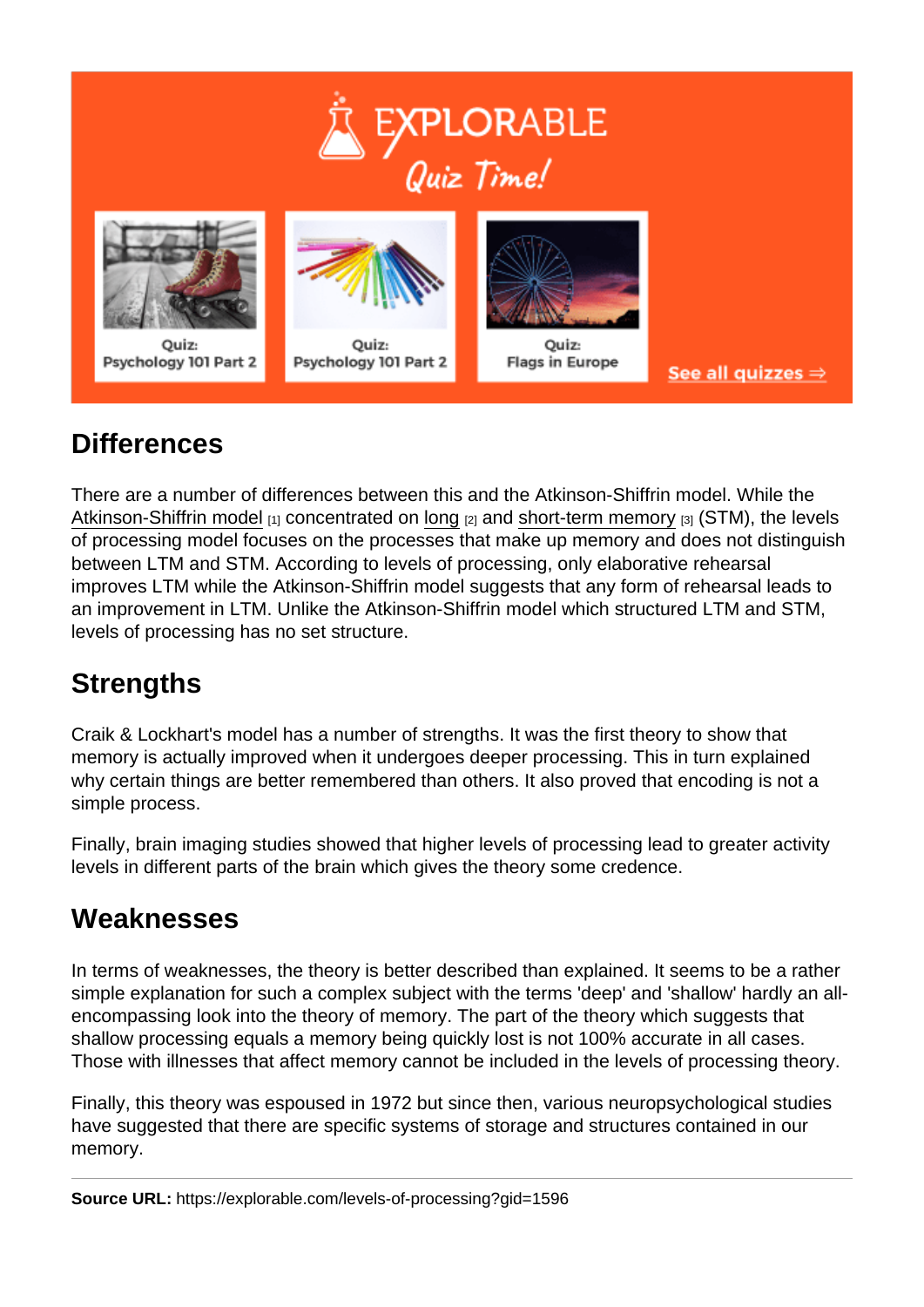## Differences

There are a number of differences between this and the Atkinson-Shiffrin model. While the Atkinson-Shiffrin model [1] concentrated on long [2] and short-term memory [3] (STM), the levels of processing model focuses on the processes that make up memory and does not distinguish between LTM and STM. According to levels of processing, only elaborative rehearsal improves LTM while the Atkinson-Shiffrin model suggests that any form of rehearsal leads to an improvement in LTM. Unlike the Atkinson-Shiffrin model which structured LTM and STM, levels of processing has no set structure.

## Strengths

Craik & Lockhart's model has a number of strengths. It was the first theory to show that memory is actually improved when it undergoes deeper processing. This in turn explained why certain things are better remembered than others. It also proved that encoding is not a simple process.

Finally, brain imaging studies showed that higher levels of processing lead to greater activity levels in different parts of the brain which gives the theory some credence.

## Weaknesses

In terms of weaknesses, the theory is better described than explained. It seems to be a rather simple explanation for such a complex subject with the terms 'deep' and 'shallow' hardly an all-encompassing look into the theory of memory. The part of the theory which suggests that shallow processing equals a memory being quickly lost is not 100% accurate in all cases. Those with illnesses that affect memory cannot be included in the levels of processing theory.

Finally, this theory was espoused in 1972 but since then, various neuropsychological studies have suggested that there are specific systems of storage and structures contained in our memory.

**Source URL:** https://explorable.com/levels-of-processing?gid=1596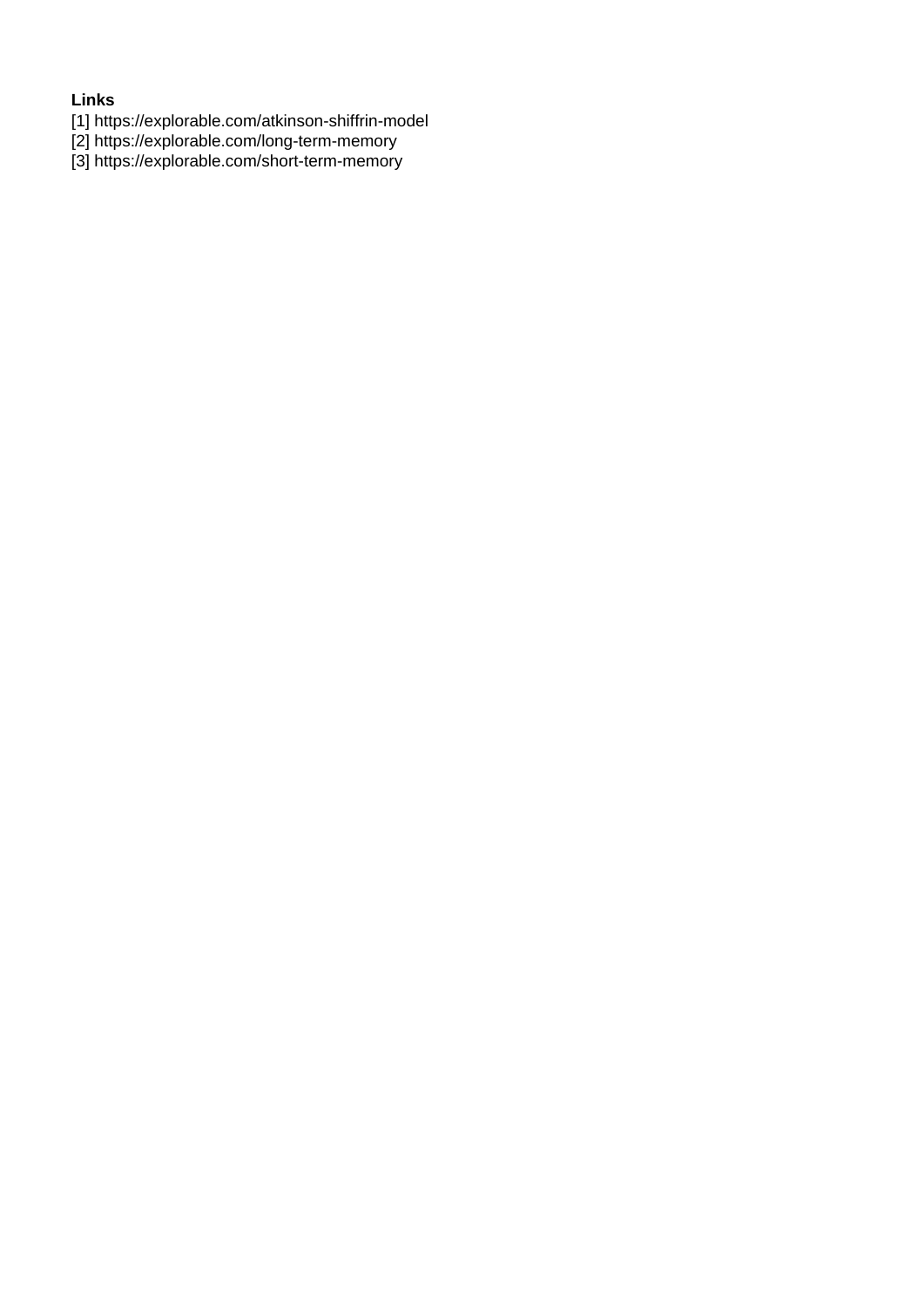**Links**

[1] https://explorable.com/atkinson-shiffrin-model
[2] https://explorable.com/long-term-memory
[3] https://explorable.com/short-term-memory